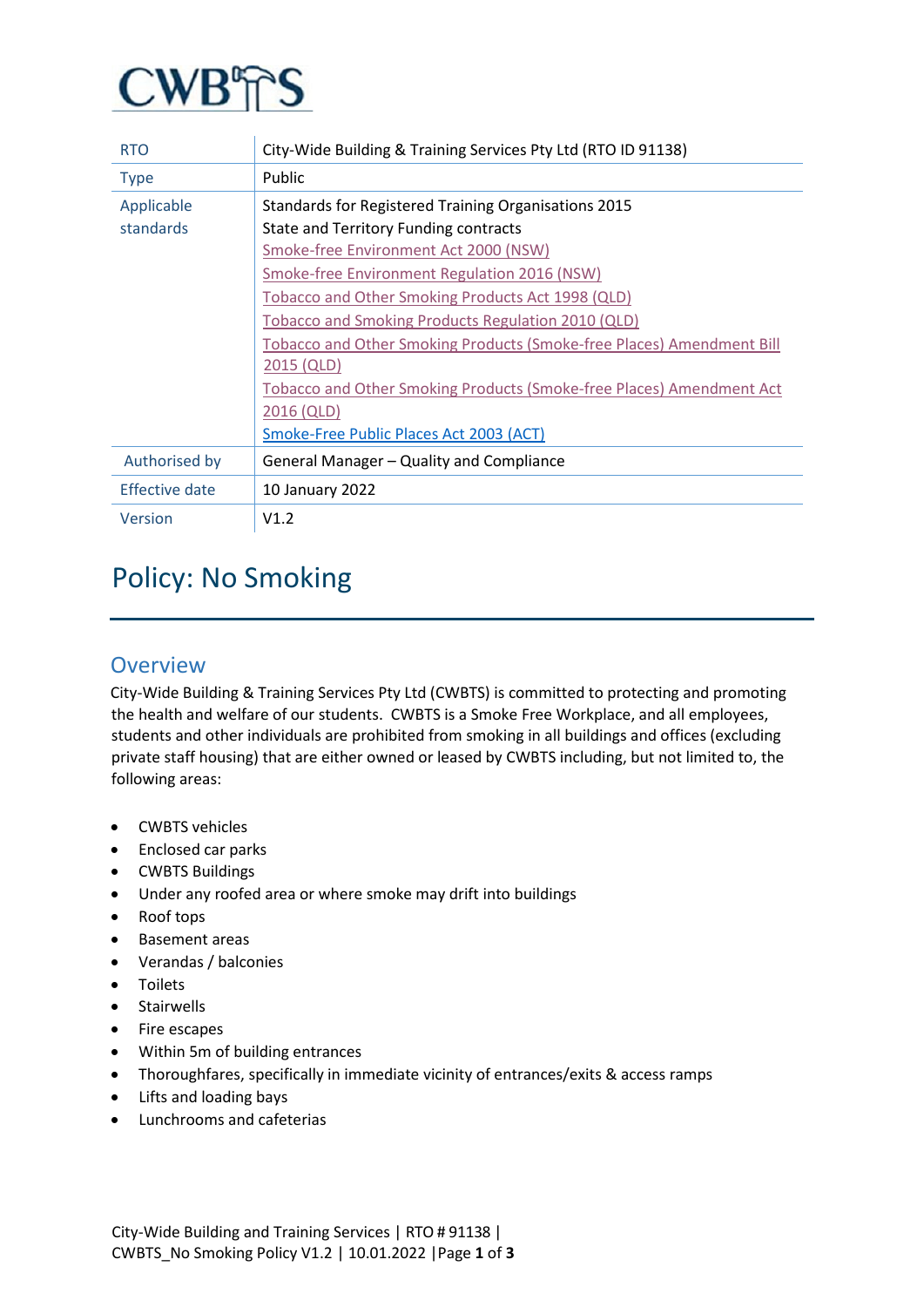CWBTS

| RTO | City-Wide Building & Training Services Pty Ltd (RTO ID 91138) |
| --- | --- |
| Type | Public |
| Applicable standards | Standards for Registered Training Organisations 2015<br>State and Territory Funding contracts<br>Smoke-free Environment Act 2000 (NSW)<br>Smoke-free Environment Regulation 2016 (NSW)<br>Tobacco and Other Smoking Products Act 1998 (QLD)<br>Tobacco and Smoking Products Regulation 2010 (QLD)<br>Tobacco and Other Smoking Products (Smoke-free Places) Amendment Bill 2015 (QLD)<br>Tobacco and Other Smoking Products (Smoke-free Places) Amendment Act 2016 (QLD)<br>Smoke-Free Public Places Act 2003 (ACT) |
| Authorised by | General Manager – Quality and Compliance |
| Effective date | 10 January 2022 |
| Version | V1.2 |

# Policy: No Smoking

## Overview

City-Wide Building & Training Services Pty Ltd (CWBTS) is committed to protecting and promoting the health and welfare of our students. CWBTS is a Smoke Free Workplace, and all employees, students and other individuals are prohibited from smoking in all buildings and offices (excluding private staff housing) that are either owned or leased by CWBTS including, but not limited to, the following areas:

- CWBTS vehicles
- Enclosed car parks
- CWBTS Buildings
- Under any roofed area or where smoke may drift into buildings
- Roof tops
- Basement areas
- Verandas / balconies
- Toilets
- Stairwells
- Fire escapes
- Within 5m of building entrances
- Thoroughfares, specifically in immediate vicinity of entrances/exits & access ramps
- Lifts and loading bays
- Lunchrooms and cafeterias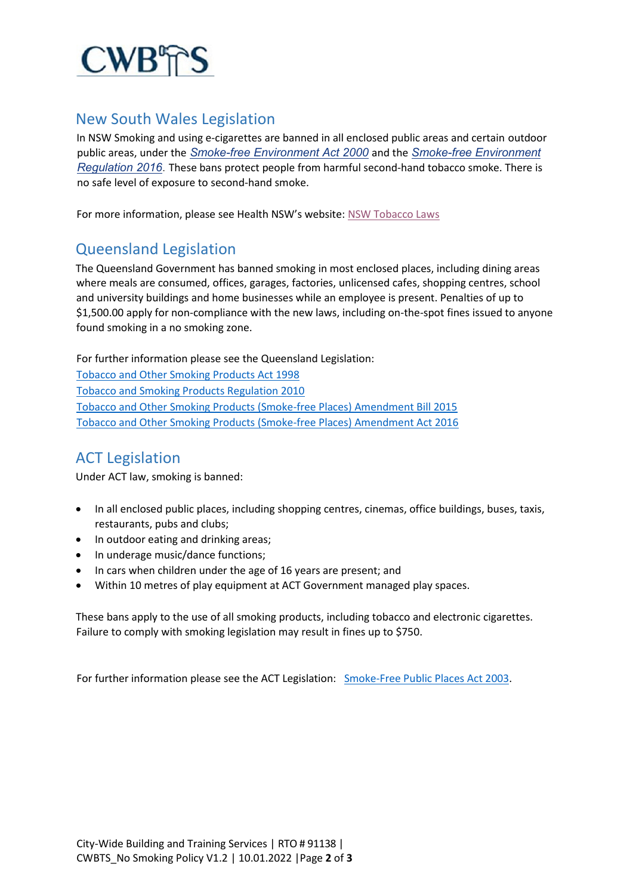## New South Wales Legislation

In NSW Smoking and using e-cigarettes are banned in all enclosed public areas and certain outdoor public areas, under the *Smoke-free Environment Act 2000* and the *Smoke-free Environment Regulation 2016*. These bans protect people from harmful second-hand tobacco smoke. There is no safe level of exposure to second-hand smoke.

For more information, please see Health NSW's website: NSW Tobacco Laws

## Queensland Legislation

The Queensland Government has banned smoking in most enclosed places, including dining areas where meals are consumed, offices, garages, factories, unlicensed cafes, shopping centres, school and university buildings and home businesses while an employee is present. Penalties of up to $1,500.00 apply for non-compliance with the new laws, including on-the-spot fines issued to anyone found smoking in a no smoking zone.

For further information please see the Queensland Legislation:
Tobacco and Other Smoking Products Act 1998
Tobacco and Smoking Products Regulation 2010
Tobacco and Other Smoking Products (Smoke-free Places) Amendment Bill 2015
Tobacco and Other Smoking Products (Smoke-free Places) Amendment Act 2016

## ACT Legislation

Under ACT law, smoking is banned:

- In all enclosed public places, including shopping centres, cinemas, office buildings, buses, taxis, restaurants, pubs and clubs;
- In outdoor eating and drinking areas;
- In underage music/dance functions;
- In cars when children under the age of 16 years are present; and
- Within 10 metres of play equipment at ACT Government managed play spaces.

These bans apply to the use of all smoking products, including tobacco and electronic cigarettes. Failure to comply with smoking legislation may result in fines up to $750.

For further information please see the ACT Legislation: Smoke-Free Public Places Act 2003.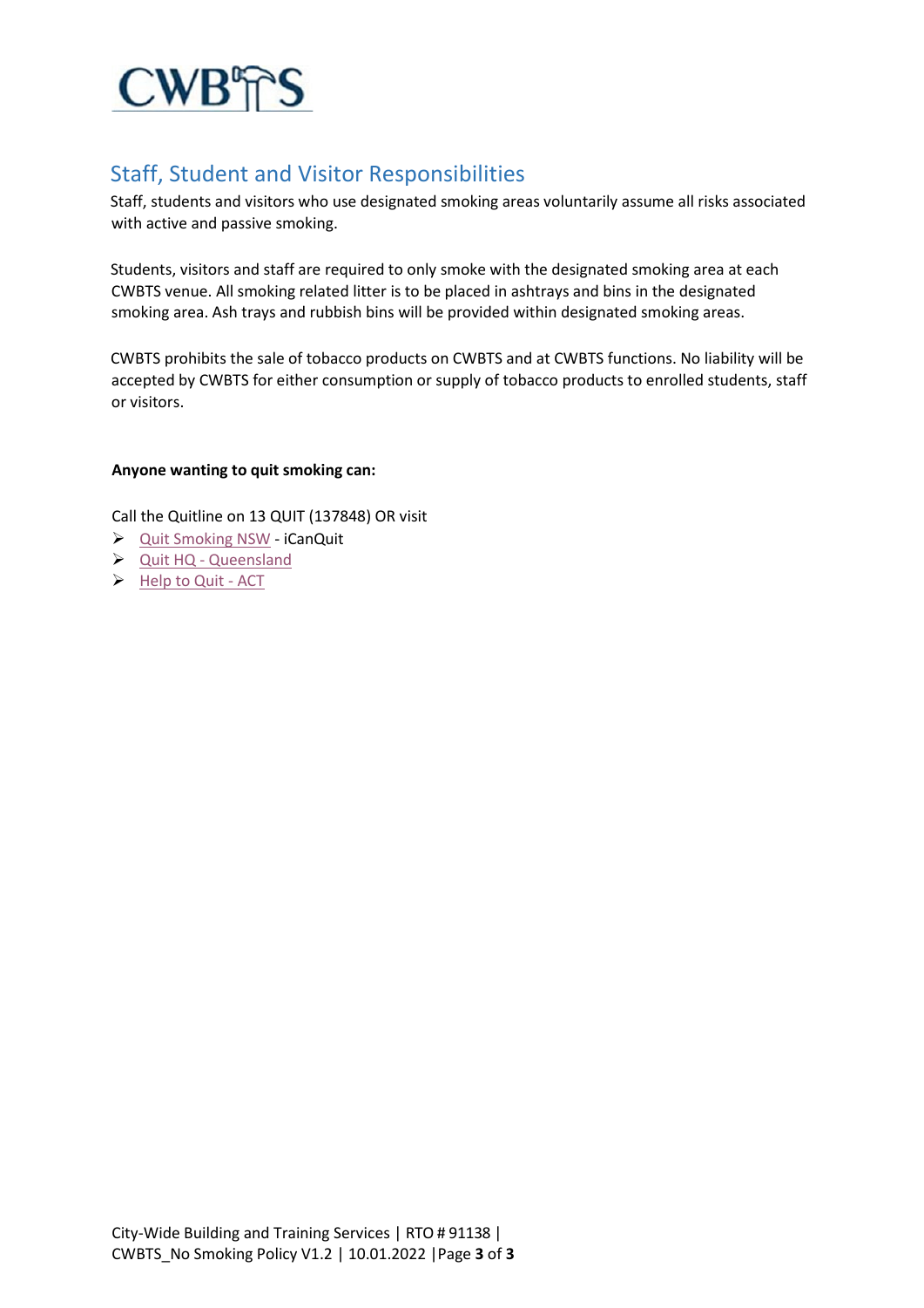## Staff, Student and Visitor Responsibilities

Staff, students and visitors who use designated smoking areas voluntarily assume all risks associated with active and passive smoking.

Students, visitors and staff are required to only smoke with the designated smoking area at each CWBTS venue. All smoking related litter is to be placed in ashtrays and bins in the designated smoking area. Ash trays and rubbish bins will be provided within designated smoking areas.

CWBTS prohibits the sale of tobacco products on CWBTS and at CWBTS functions. No liability will be accepted by CWBTS for either consumption or supply of tobacco products to enrolled students, staff or visitors.

**Anyone wanting to quit smoking can:**

Call the Quitline on 13 QUIT (137848) OR visit

- Quit Smoking NSW - iCanQuit
- Quit HQ - Queensland
- Help to Quit - ACT